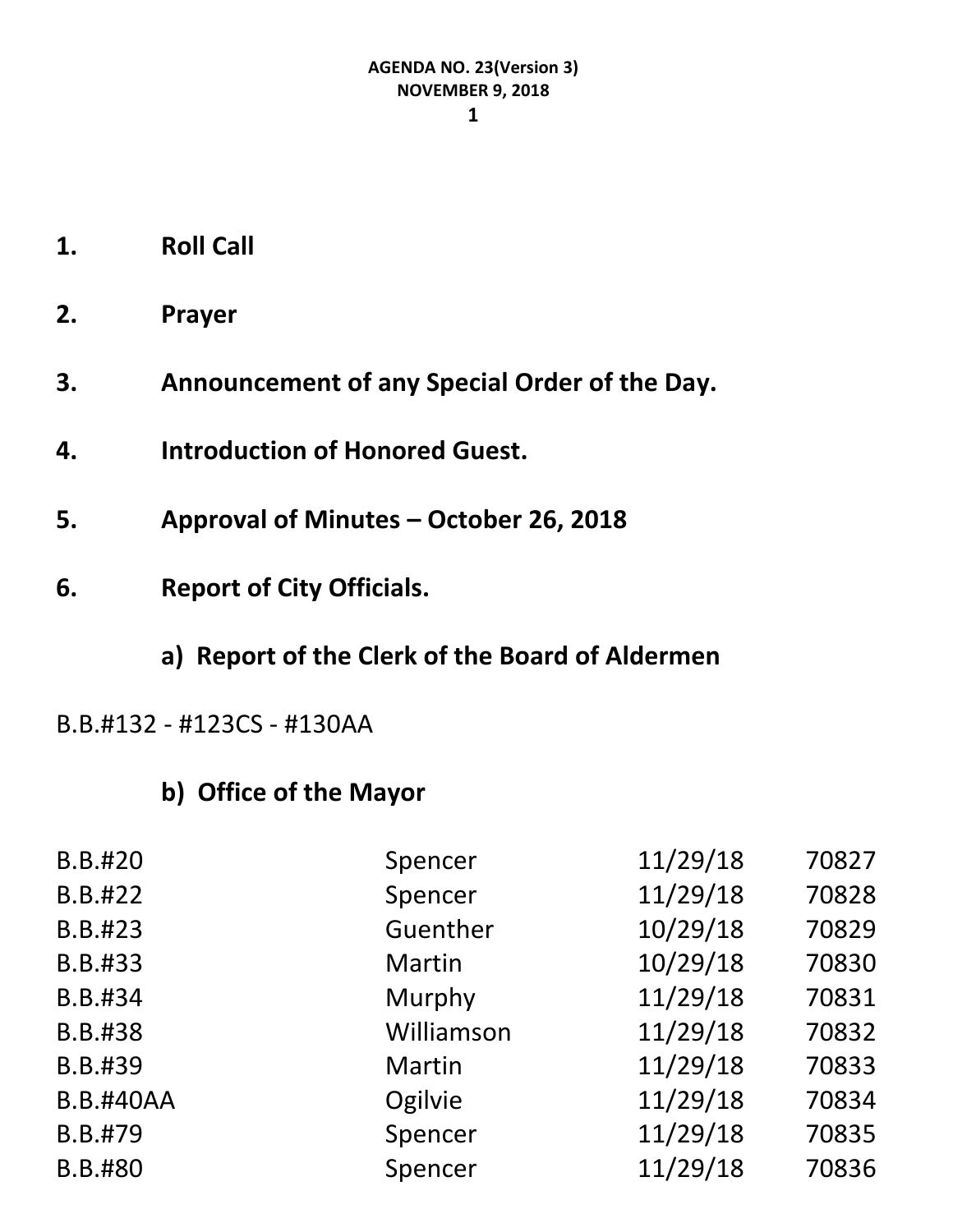**AGENDA NO. 23(Version 3)**
**NOVEMBER 9, 2018**

1. **Roll Call**

2. **Prayer**

3. **Announcement of any Special Order of the Day.**

4. **Introduction of Honored Guest.**

5. **Approval of Minutes – October 26, 2018**

6. **Report of City Officials.**

   **a) Report of the Clerk of the Board of Aldermen**

B.B.#132 - #123CS - #130AA

   **b) Office of the Mayor**

| | | | |
|---|---|---|---|
| B.B.#20 | Spencer | 11/29/18 | 70827 |
| B.B.#22 | Spencer | 11/29/18 | 70828 |
| B.B.#23 | Guenther | 10/29/18 | 70829 |
| B.B.#33 | Martin | 10/29/18 | 70830 |
| B.B.#34 | Murphy | 11/29/18 | 70831 |
| B.B.#38 | Williamson | 11/29/18 | 70832 |
| B.B.#39 | Martin | 11/29/18 | 70833 |
| B.B.#40AA | Ogilvie | 11/29/18 | 70834 |
| B.B.#79 | Spencer | 11/29/18 | 70835 |
| B.B.#80 | Spencer | 11/29/18 | 70836 |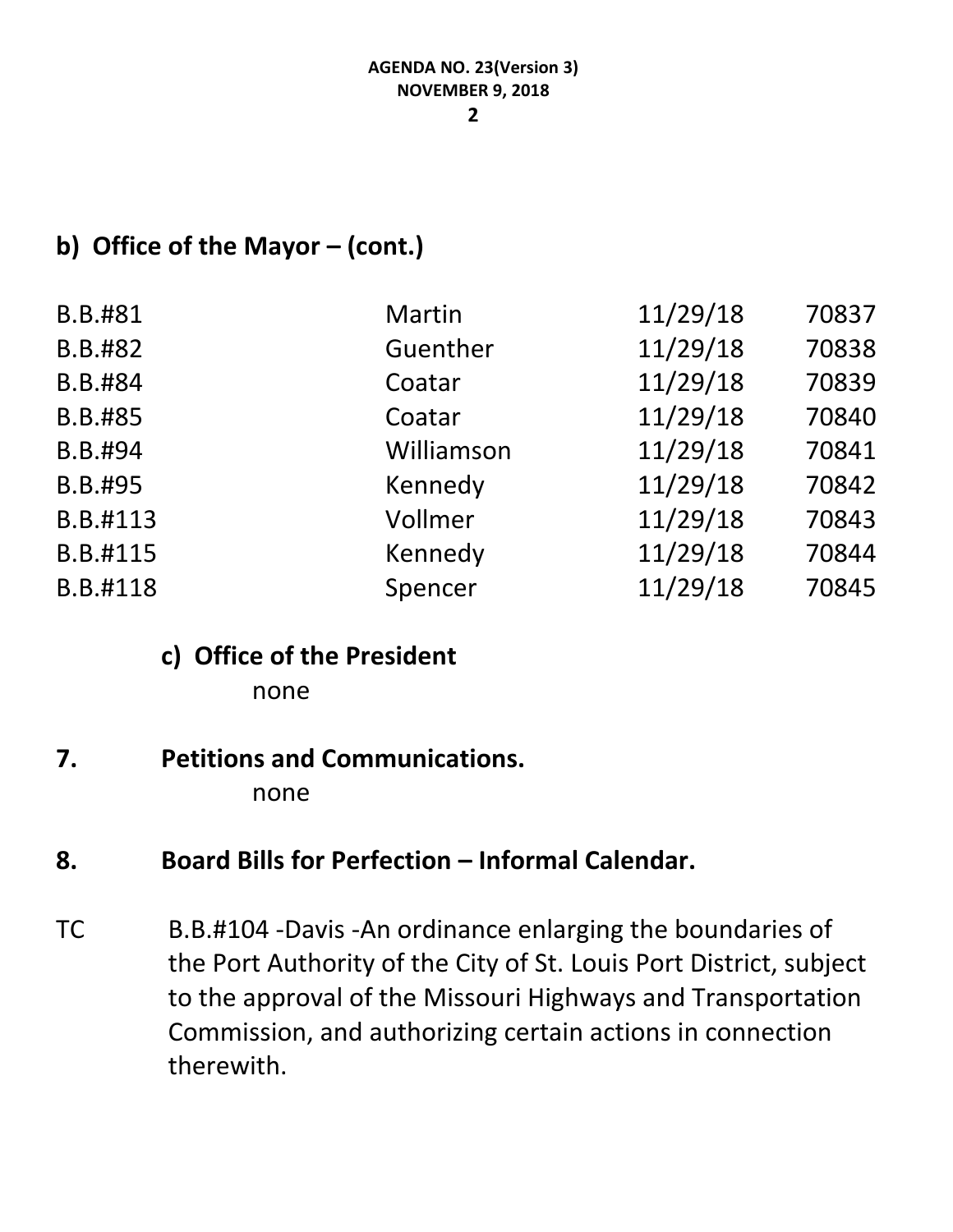## b) Office of the Mayor – (cont.)

| | | | |
|---|---|---|---|
| B.B.#81 | Martin | 11/29/18 | 70837 |
| B.B.#82 | Guenther | 11/29/18 | 70838 |
| B.B.#84 | Coatar | 11/29/18 | 70839 |
| B.B.#85 | Coatar | 11/29/18 | 70840 |
| B.B.#94 | Williamson | 11/29/18 | 70841 |
| B.B.#95 | Kennedy | 11/29/18 | 70842 |
| B.B.#113 | Vollmer | 11/29/18 | 70843 |
| B.B.#115 | Kennedy | 11/29/18 | 70844 |
| B.B.#118 | Spencer | 11/29/18 | 70845 |

### c) Office of the President

none

## 7. Petitions and Communications.

none

## 8. Board Bills for Perfection – Informal Calendar.

TC B.B.#104 -Davis -An ordinance enlarging the boundaries of the Port Authority of the City of St. Louis Port District, subject to the approval of the Missouri Highways and Transportation Commission, and authorizing certain actions in connection therewith.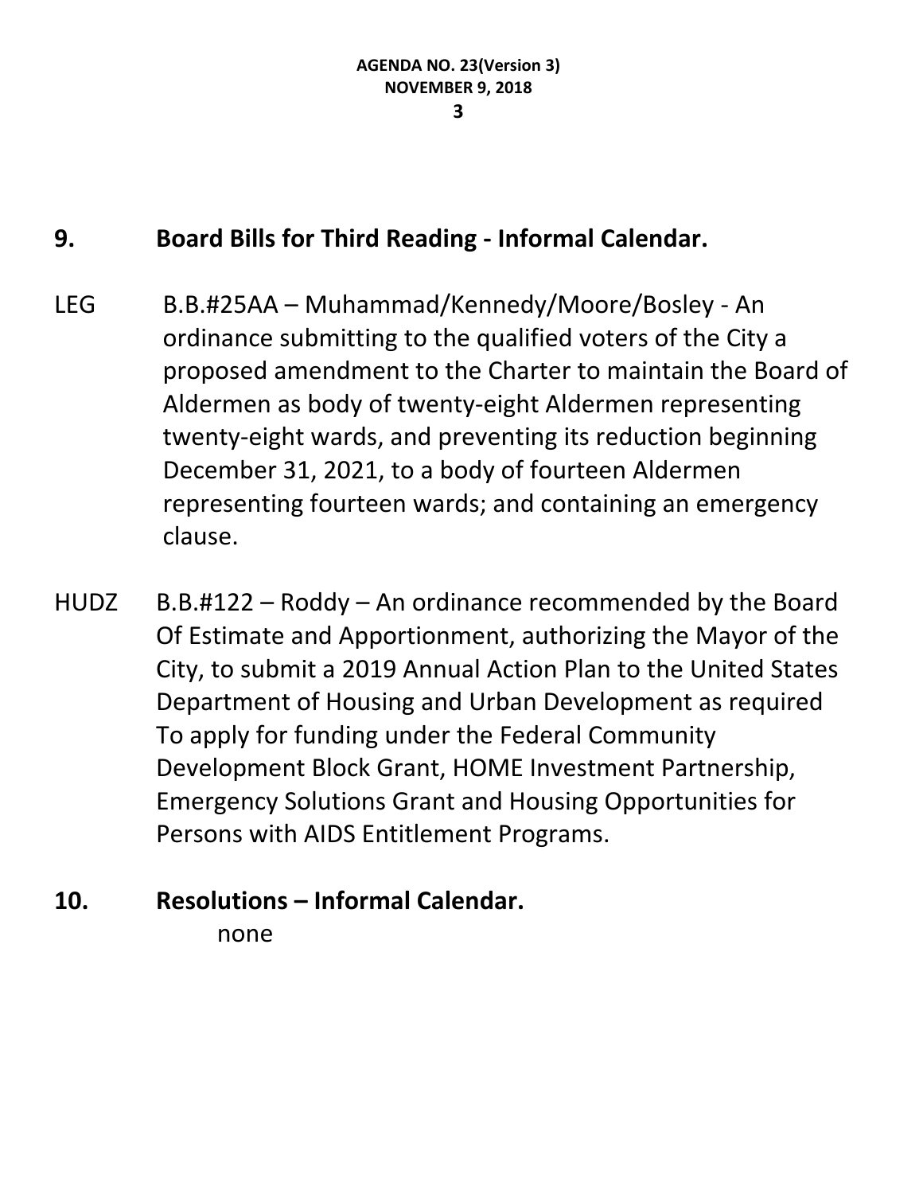## 9. Board Bills for Third Reading - Informal Calendar.

LEG B.B.#25AA – Muhammad/Kennedy/Moore/Bosley - An ordinance submitting to the qualified voters of the City a proposed amendment to the Charter to maintain the Board of Aldermen as body of twenty-eight Aldermen representing twenty-eight wards, and preventing its reduction beginning December 31, 2021, to a body of fourteen Aldermen representing fourteen wards; and containing an emergency clause.

HUDZ B.B.#122 – Roddy – An ordinance recommended by the Board Of Estimate and Apportionment, authorizing the Mayor of the City, to submit a 2019 Annual Action Plan to the United States Department of Housing and Urban Development as required To apply for funding under the Federal Community Development Block Grant, HOME Investment Partnership, Emergency Solutions Grant and Housing Opportunities for Persons with AIDS Entitlement Programs.

## 10. Resolutions – Informal Calendar.

none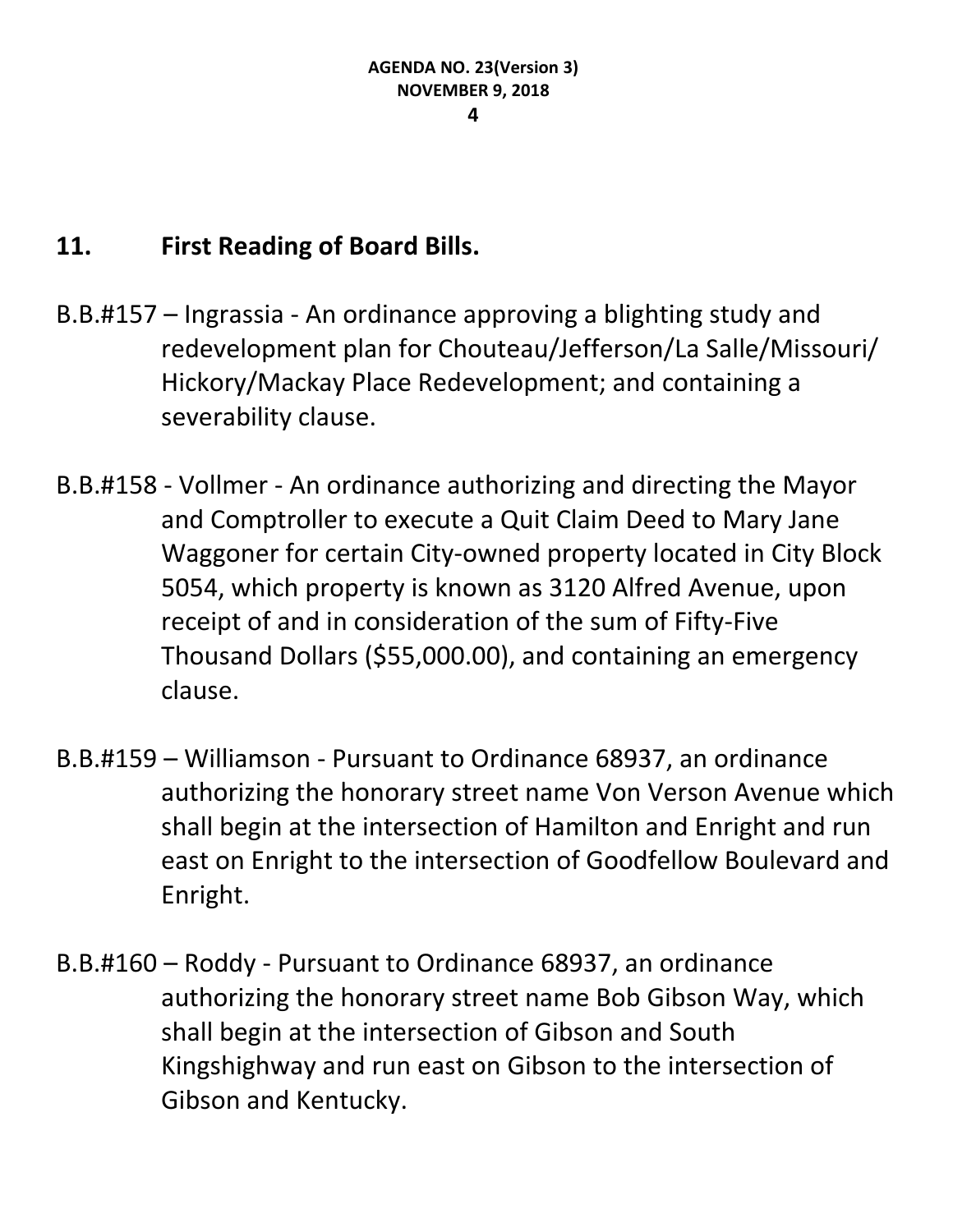## 11. First Reading of Board Bills.

B.B.#157 – Ingrassia - An ordinance approving a blighting study and redevelopment plan for Chouteau/Jefferson/La Salle/Missouri/ Hickory/Mackay Place Redevelopment; and containing a severability clause.

B.B.#158 - Vollmer - An ordinance authorizing and directing the Mayor and Comptroller to execute a Quit Claim Deed to Mary Jane Waggoner for certain City-owned property located in City Block 5054, which property is known as 3120 Alfred Avenue, upon receipt of and in consideration of the sum of Fifty-Five Thousand Dollars ($55,000.00), and containing an emergency clause.

B.B.#159 – Williamson - Pursuant to Ordinance 68937, an ordinance authorizing the honorary street name Von Verson Avenue which shall begin at the intersection of Hamilton and Enright and run east on Enright to the intersection of Goodfellow Boulevard and Enright.

B.B.#160 – Roddy - Pursuant to Ordinance 68937, an ordinance authorizing the honorary street name Bob Gibson Way, which shall begin at the intersection of Gibson and South Kingshighway and run east on Gibson to the intersection of Gibson and Kentucky.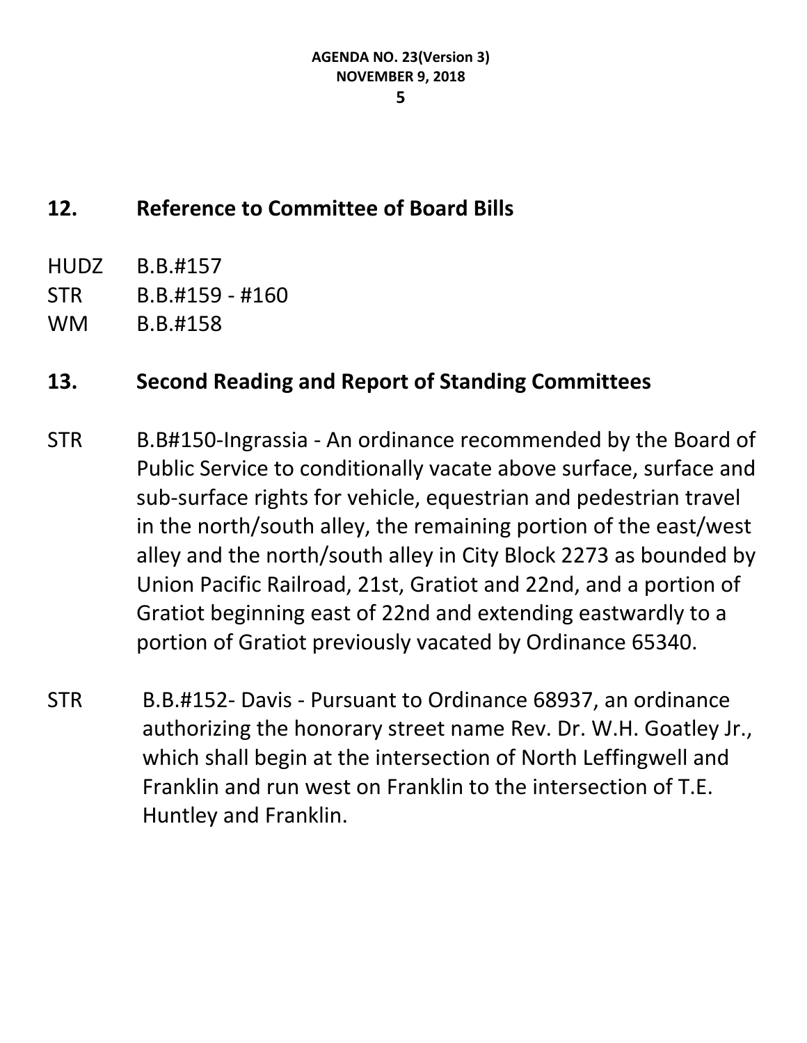## 12. Reference to Committee of Board Bills

HUDZ B.B.#157

STR B.B.#159 - #160

WM B.B.#158

## 13. Second Reading and Report of Standing Committees

STR B.B#150-Ingrassia - An ordinance recommended by the Board of Public Service to conditionally vacate above surface, surface and sub-surface rights for vehicle, equestrian and pedestrian travel in the north/south alley, the remaining portion of the east/west alley and the north/south alley in City Block 2273 as bounded by Union Pacific Railroad, 21st, Gratiot and 22nd, and a portion of Gratiot beginning east of 22nd and extending eastwardly to a portion of Gratiot previously vacated by Ordinance 65340.

STR B.B.#152- Davis - Pursuant to Ordinance 68937, an ordinance authorizing the honorary street name Rev. Dr. W.H. Goatley Jr., which shall begin at the intersection of North Leffingwell and Franklin and run west on Franklin to the intersection of T.E. Huntley and Franklin.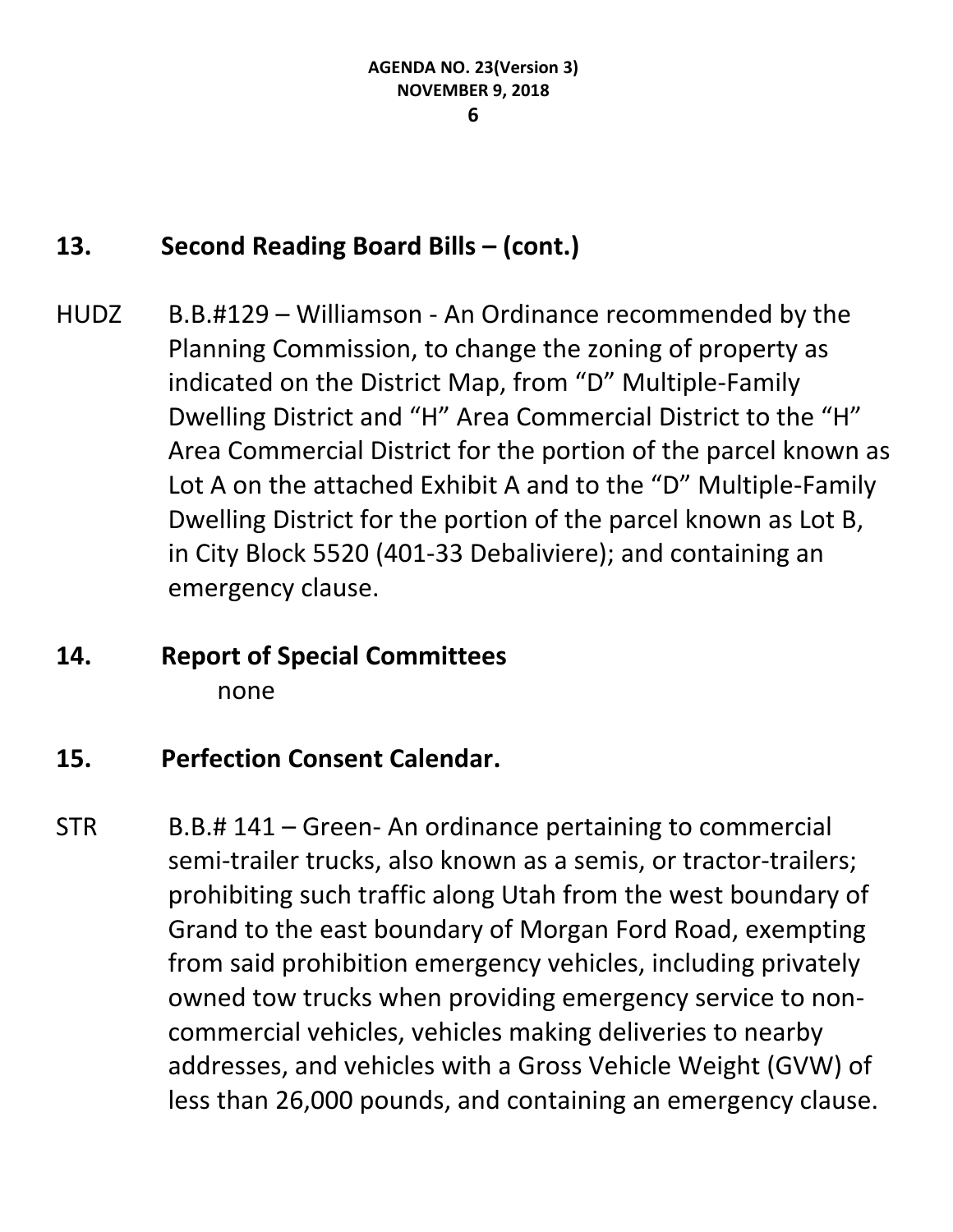## 13. Second Reading Board Bills – (cont.)

HUDZ B.B.#129 – Williamson - An Ordinance recommended by the Planning Commission, to change the zoning of property as indicated on the District Map, from "D" Multiple-Family Dwelling District and "H" Area Commercial District to the "H" Area Commercial District for the portion of the parcel known as Lot A on the attached Exhibit A and to the "D" Multiple-Family Dwelling District for the portion of the parcel known as Lot B, in City Block 5520 (401-33 Debaliviere); and containing an emergency clause.

## 14. Report of Special Committees

none

## 15. Perfection Consent Calendar.

STR B.B.# 141 – Green- An ordinance pertaining to commercial semi-trailer trucks, also known as a semis, or tractor-trailers; prohibiting such traffic along Utah from the west boundary of Grand to the east boundary of Morgan Ford Road, exempting from said prohibition emergency vehicles, including privately owned tow trucks when providing emergency service to non-commercial vehicles, vehicles making deliveries to nearby addresses, and vehicles with a Gross Vehicle Weight (GVW) of less than 26,000 pounds, and containing an emergency clause.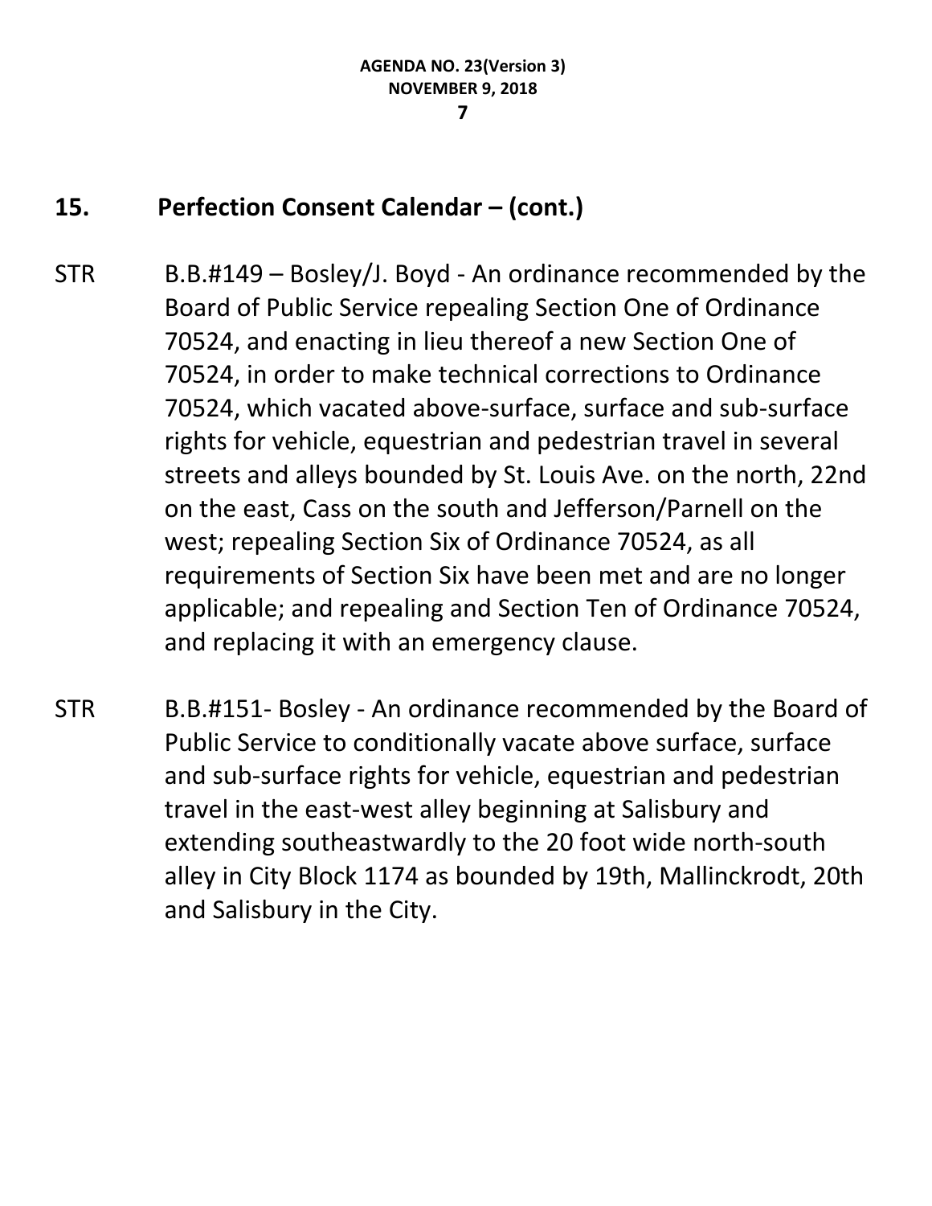## 15. Perfection Consent Calendar – (cont.)

STR B.B.#149 – Bosley/J. Boyd - An ordinance recommended by the Board of Public Service repealing Section One of Ordinance 70524, and enacting in lieu thereof a new Section One of 70524, in order to make technical corrections to Ordinance 70524, which vacated above-surface, surface and sub-surface rights for vehicle, equestrian and pedestrian travel in several streets and alleys bounded by St. Louis Ave. on the north, 22nd on the east, Cass on the south and Jefferson/Parnell on the west; repealing Section Six of Ordinance 70524, as all requirements of Section Six have been met and are no longer applicable; and repealing and Section Ten of Ordinance 70524, and replacing it with an emergency clause.

STR B.B.#151- Bosley - An ordinance recommended by the Board of Public Service to conditionally vacate above surface, surface and sub-surface rights for vehicle, equestrian and pedestrian travel in the east-west alley beginning at Salisbury and extending southeastwardly to the 20 foot wide north-south alley in City Block 1174 as bounded by 19th, Mallinckrodt, 20th and Salisbury in the City.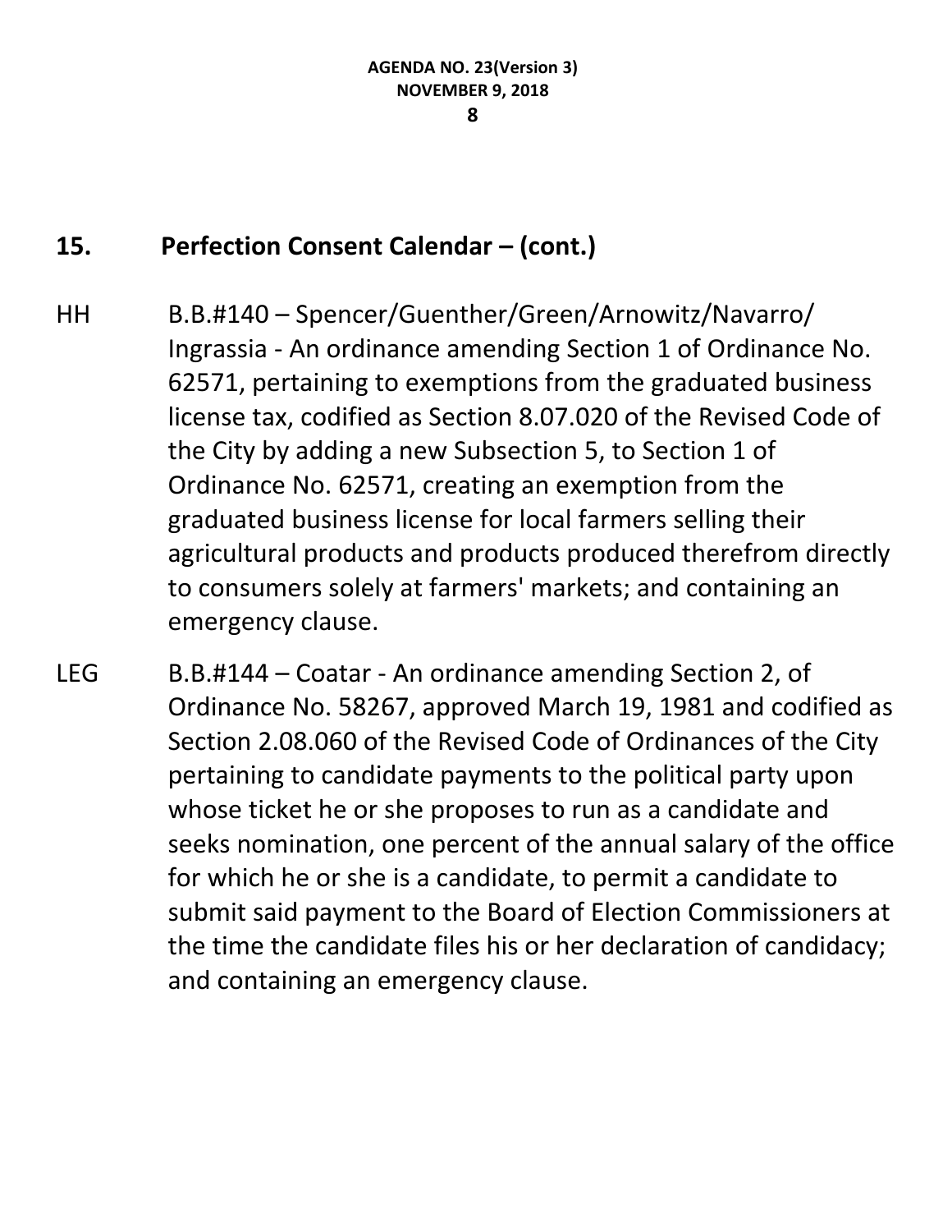## 15. Perfection Consent Calendar – (cont.)

HH B.B.#140 – Spencer/Guenther/Green/Arnowitz/Navarro/Ingrassia - An ordinance amending Section 1 of Ordinance No. 62571, pertaining to exemptions from the graduated business license tax, codified as Section 8.07.020 of the Revised Code of the City by adding a new Subsection 5, to Section 1 of Ordinance No. 62571, creating an exemption from the graduated business license for local farmers selling their agricultural products and products produced therefrom directly to consumers solely at farmers' markets; and containing an emergency clause.

LEG B.B.#144 – Coatar - An ordinance amending Section 2, of Ordinance No. 58267, approved March 19, 1981 and codified as Section 2.08.060 of the Revised Code of Ordinances of the City pertaining to candidate payments to the political party upon whose ticket he or she proposes to run as a candidate and seeks nomination, one percent of the annual salary of the office for which he or she is a candidate, to permit a candidate to submit said payment to the Board of Election Commissioners at the time the candidate files his or her declaration of candidacy; and containing an emergency clause.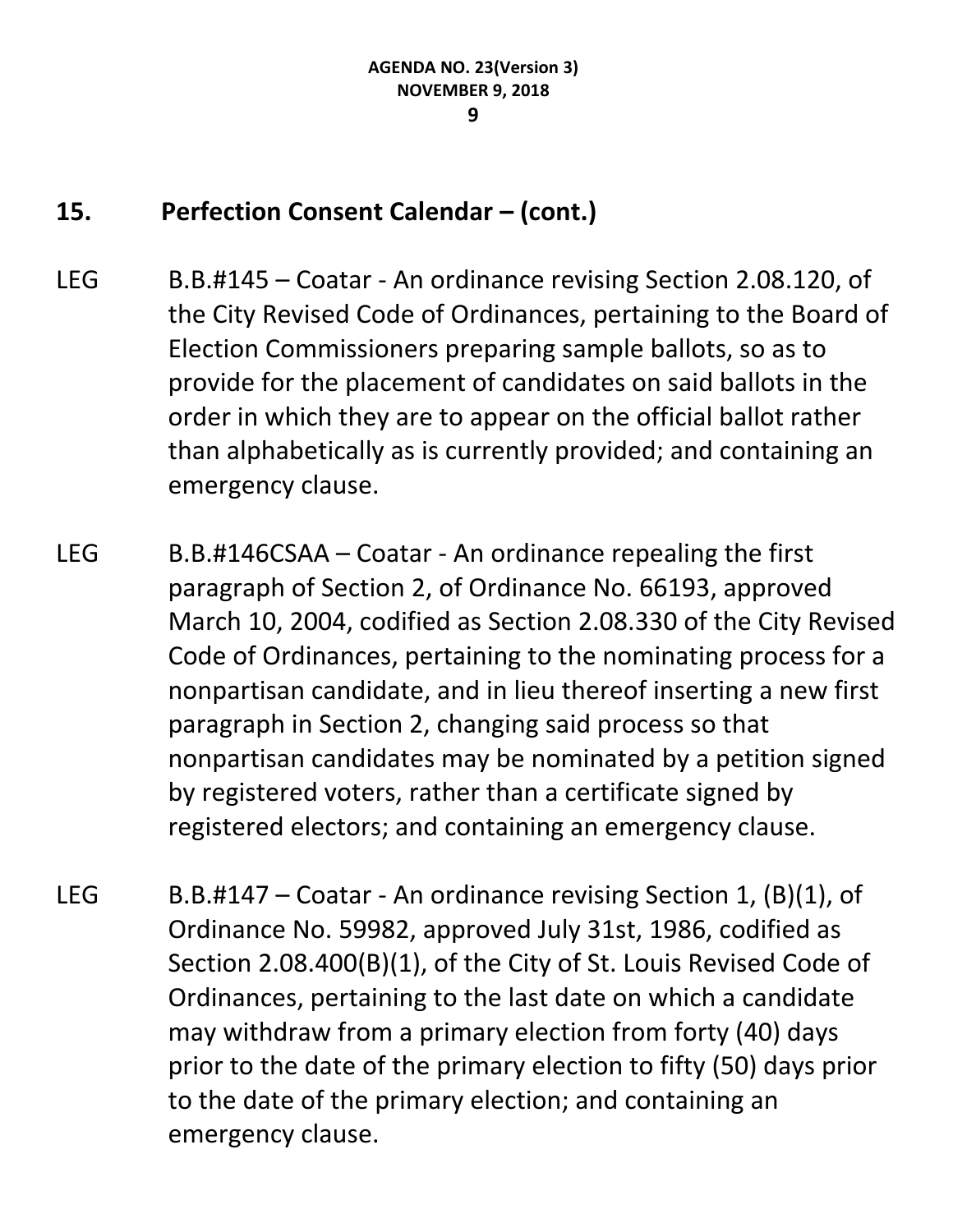## 15. Perfection Consent Calendar – (cont.)

LEG B.B.#145 – Coatar - An ordinance revising Section 2.08.120, of the City Revised Code of Ordinances, pertaining to the Board of Election Commissioners preparing sample ballots, so as to provide for the placement of candidates on said ballots in the order in which they are to appear on the official ballot rather than alphabetically as is currently provided; and containing an emergency clause.

LEG B.B.#146CSAA – Coatar - An ordinance repealing the first paragraph of Section 2, of Ordinance No. 66193, approved March 10, 2004, codified as Section 2.08.330 of the City Revised Code of Ordinances, pertaining to the nominating process for a nonpartisan candidate, and in lieu thereof inserting a new first paragraph in Section 2, changing said process so that nonpartisan candidates may be nominated by a petition signed by registered voters, rather than a certificate signed by registered electors; and containing an emergency clause.

LEG B.B.#147 – Coatar - An ordinance revising Section 1, (B)(1), of Ordinance No. 59982, approved July 31st, 1986, codified as Section 2.08.400(B)(1), of the City of St. Louis Revised Code of Ordinances, pertaining to the last date on which a candidate may withdraw from a primary election from forty (40) days prior to the date of the primary election to fifty (50) days prior to the date of the primary election; and containing an emergency clause.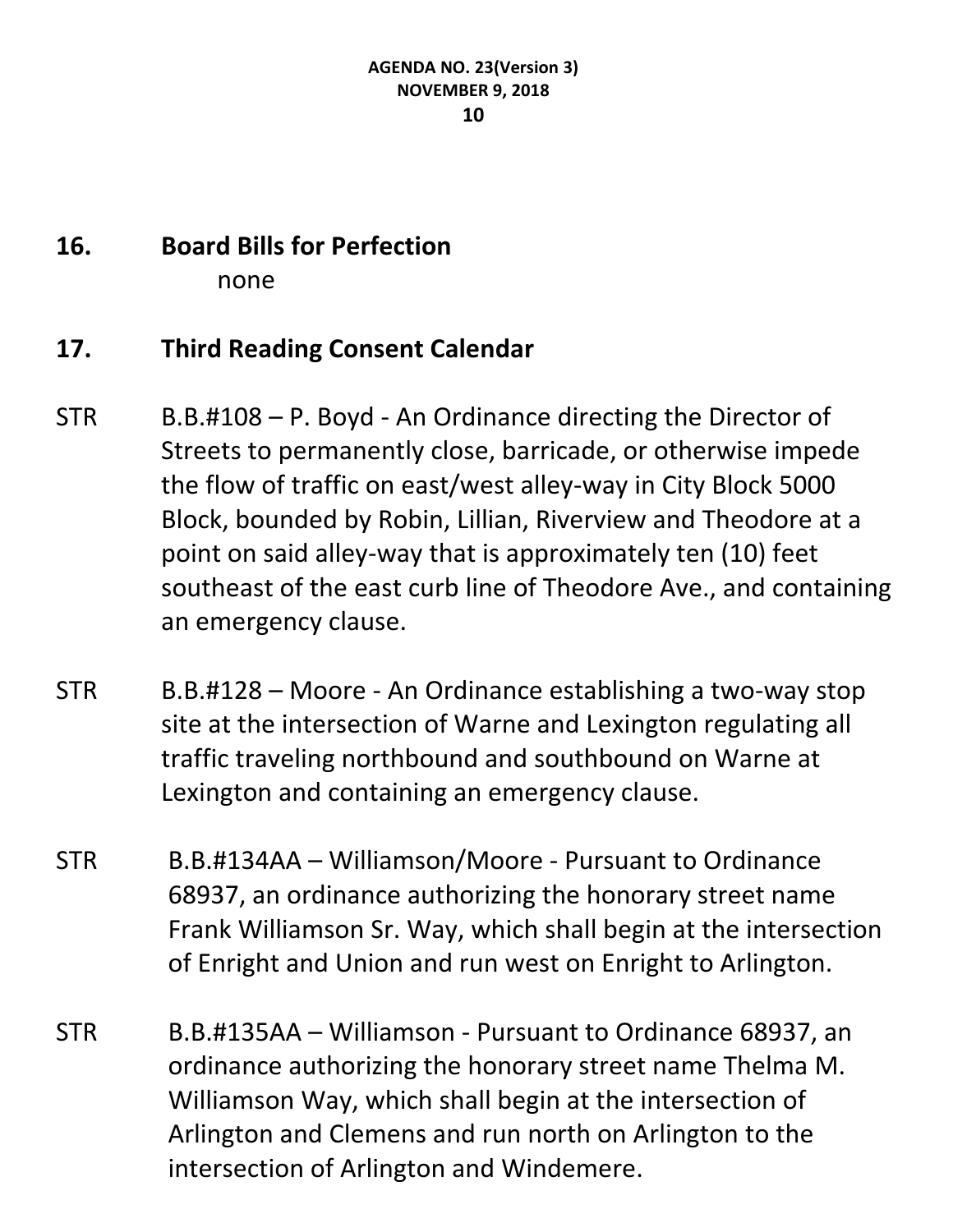## 16. Board Bills for Perfection

none

## 17. Third Reading Consent Calendar

STR B.B.#108 – P. Boyd - An Ordinance directing the Director of Streets to permanently close, barricade, or otherwise impede the flow of traffic on east/west alley-way in City Block 5000 Block, bounded by Robin, Lillian, Riverview and Theodore at a point on said alley-way that is approximately ten (10) feet southeast of the east curb line of Theodore Ave., and containing an emergency clause.

STR B.B.#128 – Moore - An Ordinance establishing a two-way stop site at the intersection of Warne and Lexington regulating all traffic traveling northbound and southbound on Warne at Lexington and containing an emergency clause.

STR B.B.#134AA – Williamson/Moore - Pursuant to Ordinance 68937, an ordinance authorizing the honorary street name Frank Williamson Sr. Way, which shall begin at the intersection of Enright and Union and run west on Enright to Arlington.

STR B.B.#135AA – Williamson - Pursuant to Ordinance 68937, an ordinance authorizing the honorary street name Thelma M. Williamson Way, which shall begin at the intersection of Arlington and Clemens and run north on Arlington to the intersection of Arlington and Windemere.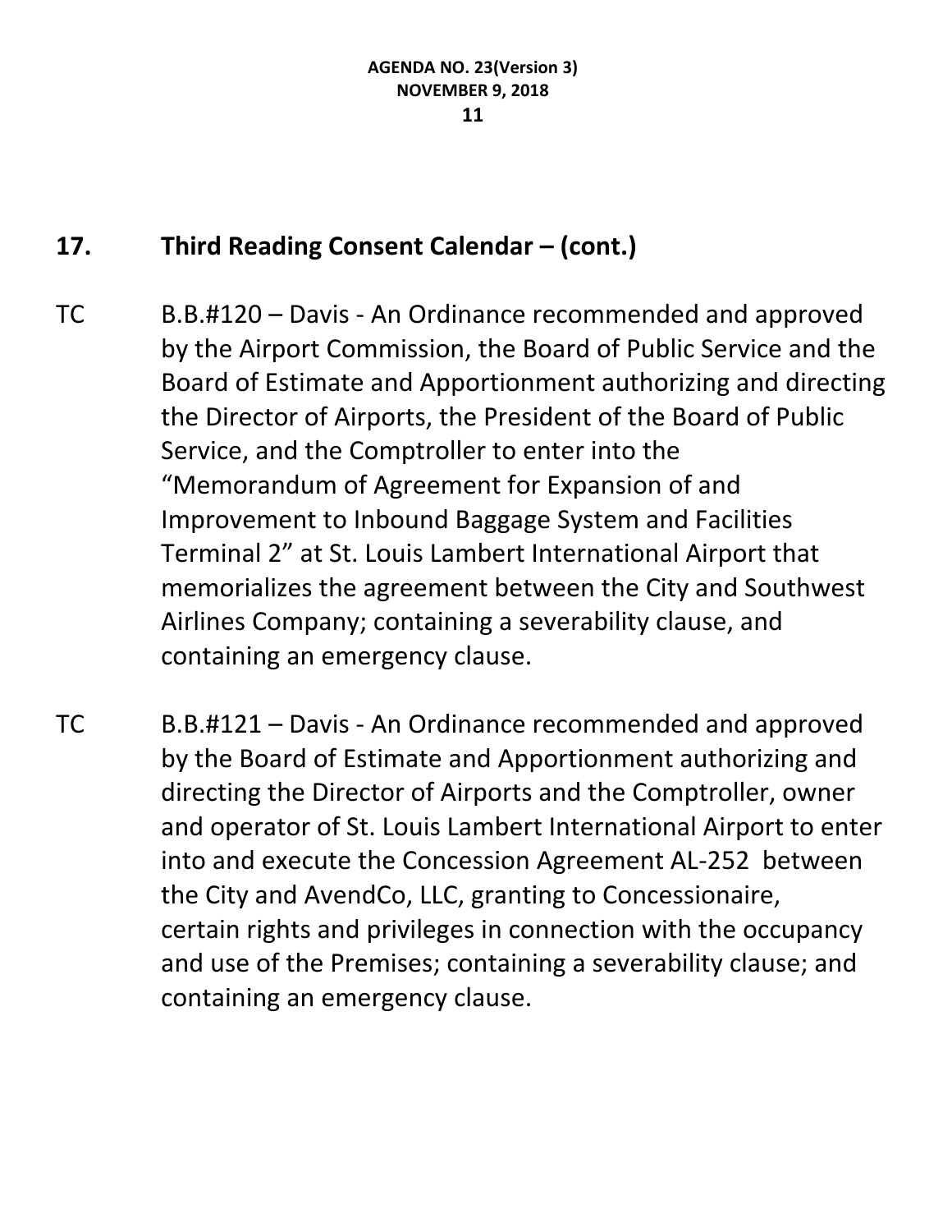## 17. Third Reading Consent Calendar – (cont.)

TC B.B.#120 – Davis - An Ordinance recommended and approved by the Airport Commission, the Board of Public Service and the Board of Estimate and Apportionment authorizing and directing the Director of Airports, the President of the Board of Public Service, and the Comptroller to enter into the "Memorandum of Agreement for Expansion of and Improvement to Inbound Baggage System and Facilities Terminal 2" at St. Louis Lambert International Airport that memorializes the agreement between the City and Southwest Airlines Company; containing a severability clause, and containing an emergency clause.

TC B.B.#121 – Davis - An Ordinance recommended and approved by the Board of Estimate and Apportionment authorizing and directing the Director of Airports and the Comptroller, owner and operator of St. Louis Lambert International Airport to enter into and execute the Concession Agreement AL-252 between the City and AvendCo, LLC, granting to Concessionaire, certain rights and privileges in connection with the occupancy and use of the Premises; containing a severability clause; and containing an emergency clause.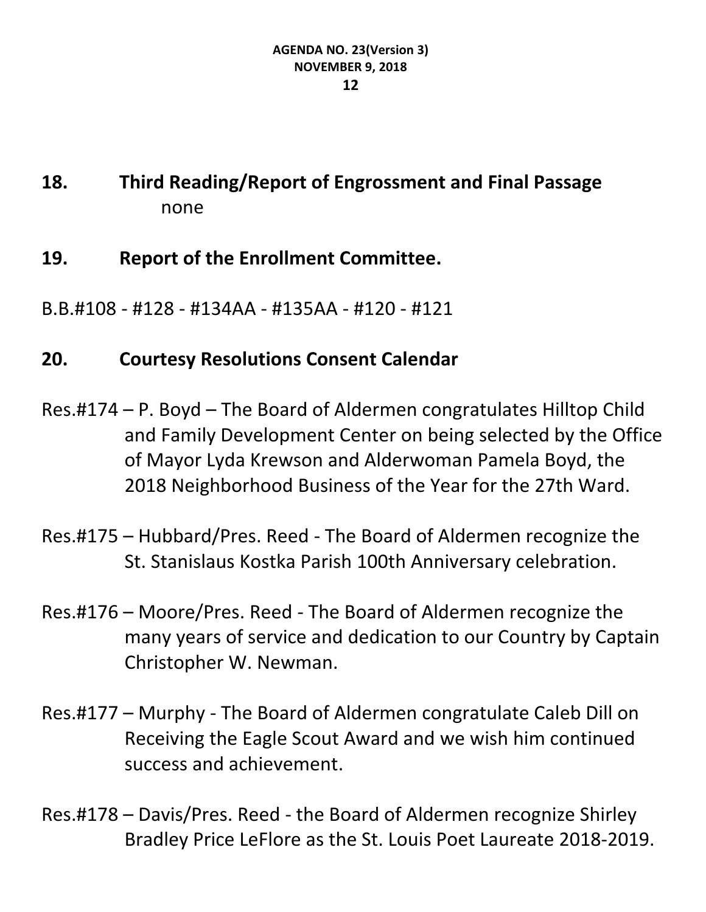## 18. Third Reading/Report of Engrossment and Final Passage

none

## 19. Report of the Enrollment Committee.

B.B.#108 - #128 - #134AA - #135AA - #120 - #121

## 20. Courtesy Resolutions Consent Calendar

Res.#174 – P. Boyd – The Board of Aldermen congratulates Hilltop Child and Family Development Center on being selected by the Office of Mayor Lyda Krewson and Alderwoman Pamela Boyd, the 2018 Neighborhood Business of the Year for the 27th Ward.

Res.#175 – Hubbard/Pres. Reed - The Board of Aldermen recognize the St. Stanislaus Kostka Parish 100th Anniversary celebration.

Res.#176 – Moore/Pres. Reed - The Board of Aldermen recognize the many years of service and dedication to our Country by Captain Christopher W. Newman.

Res.#177 – Murphy - The Board of Aldermen congratulate Caleb Dill on Receiving the Eagle Scout Award and we wish him continued success and achievement.

Res.#178 – Davis/Pres. Reed - the Board of Aldermen recognize Shirley Bradley Price LeFlore as the St. Louis Poet Laureate 2018-2019.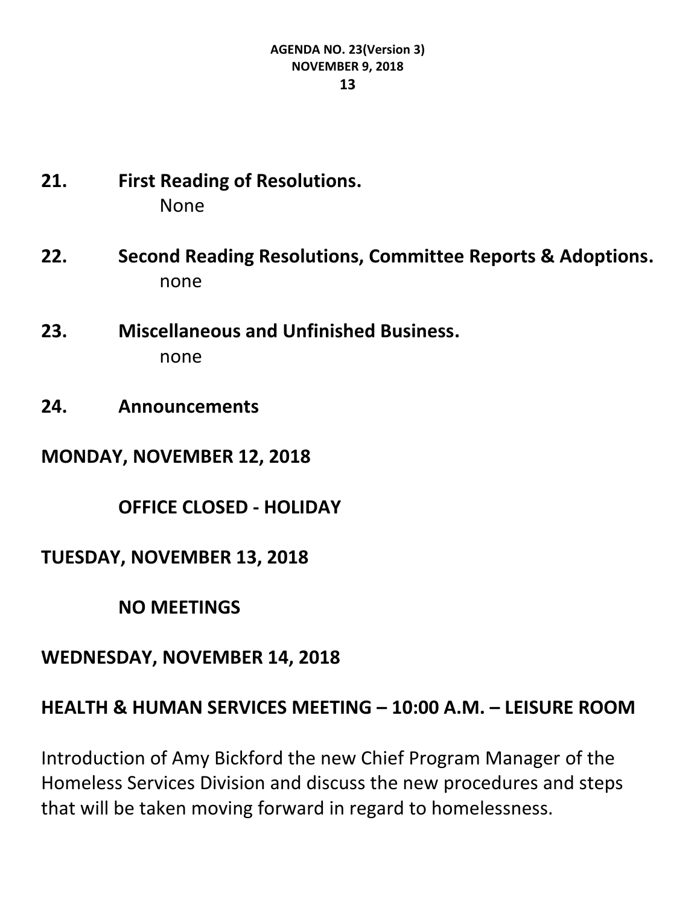**21. First Reading of Resolutions.**

None

**22. Second Reading Resolutions, Committee Reports & Adoptions.**

none

**23. Miscellaneous and Unfinished Business.**

none

**24. Announcements**

**MONDAY, NOVEMBER 12, 2018**

**OFFICE CLOSED - HOLIDAY**

**TUESDAY, NOVEMBER 13, 2018**

**NO MEETINGS**

**WEDNESDAY, NOVEMBER 14, 2018**

**HEALTH & HUMAN SERVICES MEETING – 10:00 A.M. – LEISURE ROOM**

Introduction of Amy Bickford the new Chief Program Manager of the Homeless Services Division and discuss the new procedures and steps that will be taken moving forward in regard to homelessness.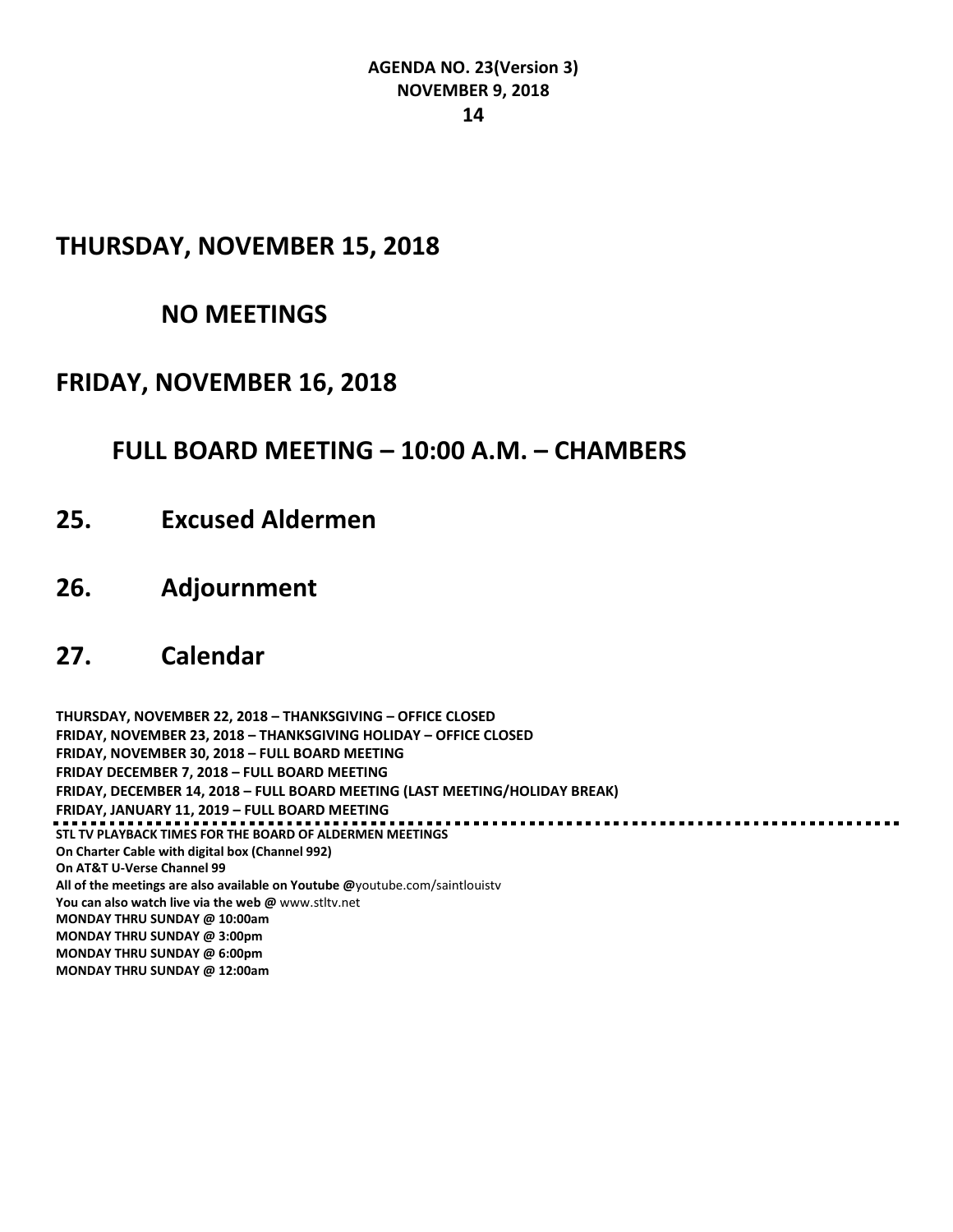**AGENDA NO. 23(Version 3)**
**NOVEMBER 9, 2018**

## THURSDAY, NOVEMBER 15, 2018

### NO MEETINGS

## FRIDAY, NOVEMBER 16, 2018

### FULL BOARD MEETING – 10:00 A.M. – CHAMBERS

## 25. Excused Aldermen

## 26. Adjournment

## 27. Calendar

**THURSDAY, NOVEMBER 22, 2018 – THANKSGIVING – OFFICE CLOSED**
**FRIDAY, NOVEMBER 23, 2018 – THANKSGIVING HOLIDAY – OFFICE CLOSED**
**FRIDAY, NOVEMBER 30, 2018 – FULL BOARD MEETING**
**FRIDAY DECEMBER 7, 2018 – FULL BOARD MEETING**
**FRIDAY, DECEMBER 14, 2018 – FULL BOARD MEETING (LAST MEETING/HOLIDAY BREAK)**
**FRIDAY, JANUARY 11, 2019 – FULL BOARD MEETING**

---

**STL TV PLAYBACK TIMES FOR THE BOARD OF ALDERMEN MEETINGS**
**On Charter Cable with digital box (Channel 992)**
**On AT&T U-Verse Channel 99**
**All of the meetings are also available on Youtube @**youtube.com/saintlouistv
**You can also watch live via the web @** www.stltv.net
**MONDAY THRU SUNDAY @ 10:00am**
**MONDAY THRU SUNDAY @ 3:00pm**
**MONDAY THRU SUNDAY @ 6:00pm**
**MONDAY THRU SUNDAY @ 12:00am**